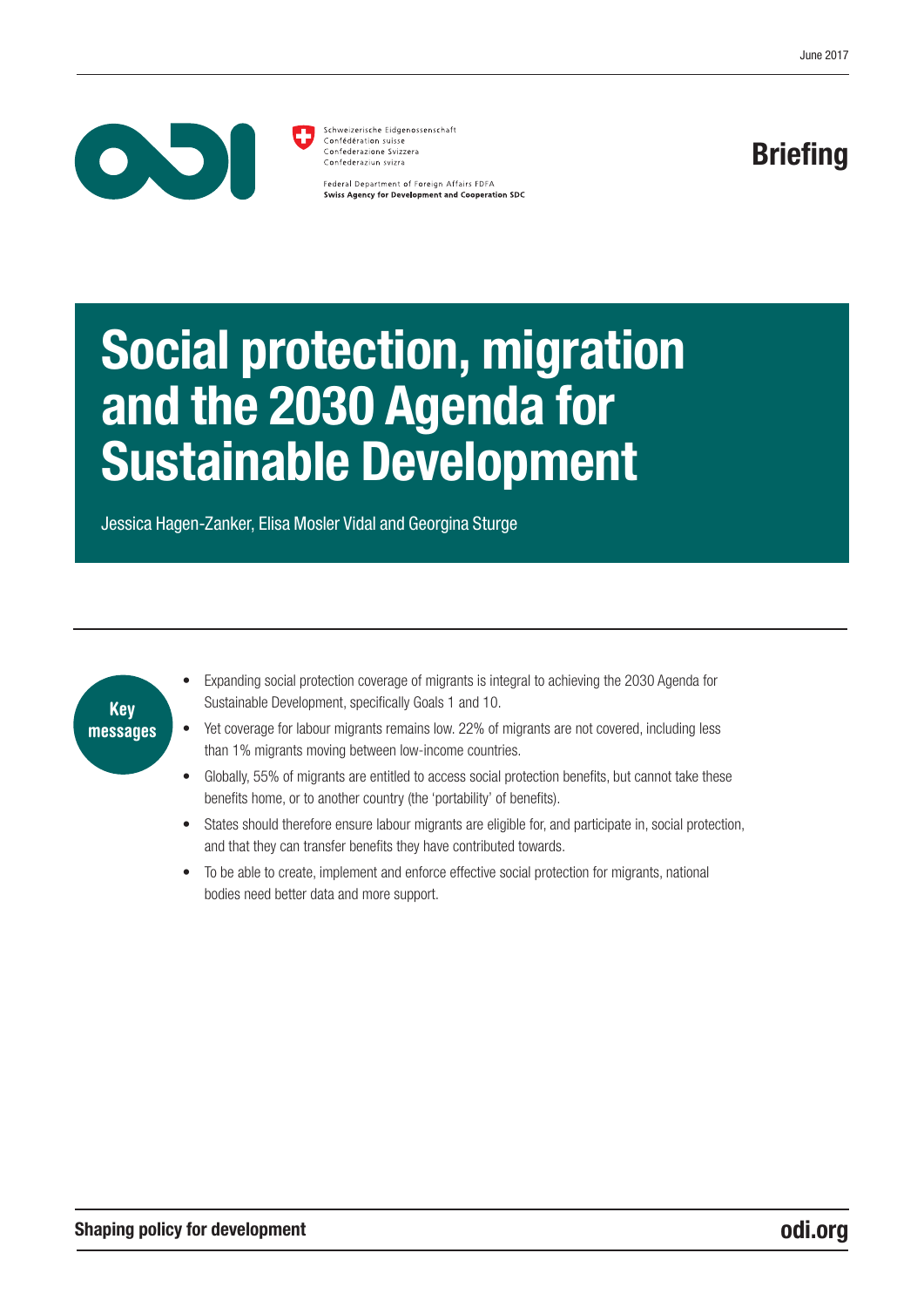June 2017

Schweizerische Eidgenossenschaft
Confédération suisse
Confederazione Svizzera
Confederaziun svizra

Federal Department of Foreign Affairs FDFA
**Swiss Agency for Development and Cooperation SDC**

**Briefing**

# Social protection, migration and the 2030 Agenda for Sustainable Development

Jessica Hagen-Zanker, Elisa Mosler Vidal and Georgina Sturge

## Key messages

- Expanding social protection coverage of migrants is integral to achieving the 2030 Agenda for Sustainable Development, specifically Goals 1 and 10.
- Yet coverage for labour migrants remains low. 22% of migrants are not covered, including less than 1% migrants moving between low-income countries.
- Globally, 55% of migrants are entitled to access social protection benefits, but cannot take these benefits home, or to another country (the 'portability' of benefits).
- States should therefore ensure labour migrants are eligible for, and participate in, social protection, and that they can transfer benefits they have contributed towards.
- To be able to create, implement and enforce effective social protection for migrants, national bodies need better data and more support.

**Shaping policy for development** **odi.org**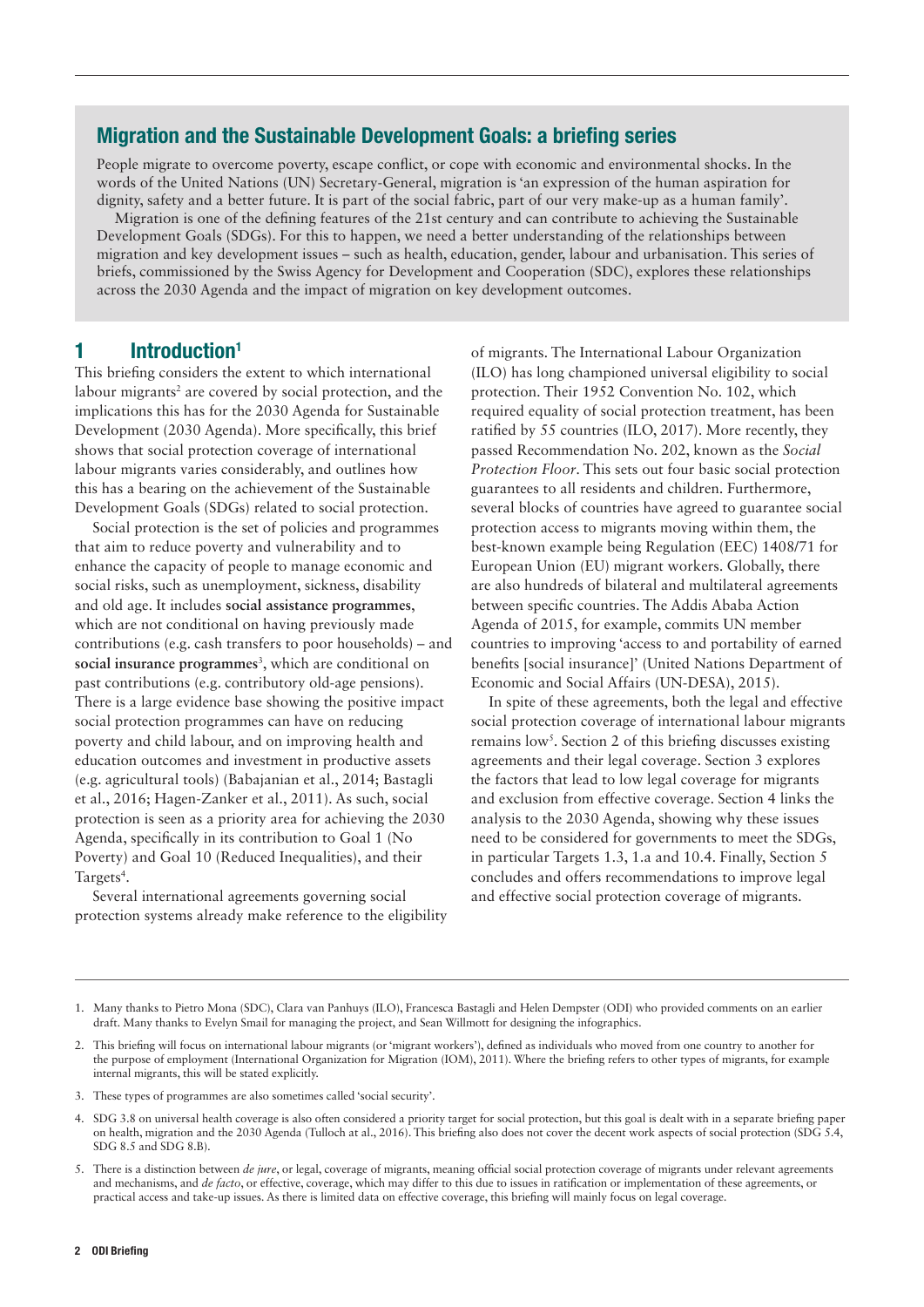## Migration and the Sustainable Development Goals: a briefing series

People migrate to overcome poverty, escape conflict, or cope with economic and environmental shocks. In the words of the United Nations (UN) Secretary-General, migration is 'an expression of the human aspiration for dignity, safety and a better future. It is part of the social fabric, part of our very make-up as a human family'.

Migration is one of the defining features of the 21st century and can contribute to achieving the Sustainable Development Goals (SDGs). For this to happen, we need a better understanding of the relationships between migration and key development issues – such as health, education, gender, labour and urbanisation. This series of briefs, commissioned by the Swiss Agency for Development and Cooperation (SDC), explores these relationships across the 2030 Agenda and the impact of migration on key development outcomes.

## 1 Introduction[1]

This briefing considers the extent to which international labour migrants[2] are covered by social protection, and the implications this has for the 2030 Agenda for Sustainable Development (2030 Agenda). More specifically, this brief shows that social protection coverage of international labour migrants varies considerably, and outlines how this has a bearing on the achievement of the Sustainable Development Goals (SDGs) related to social protection.

Social protection is the set of policies and programmes that aim to reduce poverty and vulnerability and to enhance the capacity of people to manage economic and social risks, such as unemployment, sickness, disability and old age. It includes **social assistance programmes**, which are not conditional on having previously made contributions (e.g. cash transfers to poor households) – and **social insurance programmes**[3], which are conditional on past contributions (e.g. contributory old-age pensions). There is a large evidence base showing the positive impact social protection programmes can have on reducing poverty and child labour, and on improving health and education outcomes and investment in productive assets (e.g. agricultural tools) (Babajanian et al., 2014; Bastagli et al., 2016; Hagen-Zanker et al., 2011). As such, social protection is seen as a priority area for achieving the 2030 Agenda, specifically in its contribution to Goal 1 (No Poverty) and Goal 10 (Reduced Inequalities), and their Targets[4].

Several international agreements governing social protection systems already make reference to the eligibility of migrants. The International Labour Organization (ILO) has long championed universal eligibility to social protection. Their 1952 Convention No. 102, which required equality of social protection treatment, has been ratified by 55 countries (ILO, 2017). More recently, they passed Recommendation No. 202, known as the *Social Protection Floor*. This sets out four basic social protection guarantees to all residents and children. Furthermore, several blocks of countries have agreed to guarantee social protection access to migrants moving within them, the best-known example being Regulation (EEC) 1408/71 for European Union (EU) migrant workers. Globally, there are also hundreds of bilateral and multilateral agreements between specific countries. The Addis Ababa Action Agenda of 2015, for example, commits UN member countries to improving 'access to and portability of earned benefits [social insurance]' (United Nations Department of Economic and Social Affairs (UN-DESA), 2015).

In spite of these agreements, both the legal and effective social protection coverage of international labour migrants remains low[5]. Section 2 of this briefing discusses existing agreements and their legal coverage. Section 3 explores the factors that lead to low legal coverage for migrants and exclusion from effective coverage. Section 4 links the analysis to the 2030 Agenda, showing why these issues need to be considered for governments to meet the SDGs, in particular Targets 1.3, 1.a and 10.4. Finally, Section 5 concludes and offers recommendations to improve legal and effective social protection coverage of migrants.

---

1. Many thanks to Pietro Mona (SDC), Clara van Panhuys (ILO), Francesca Bastagli and Helen Dempster (ODI) who provided comments on an earlier draft. Many thanks to Evelyn Smail for managing the project, and Sean Willmott for designing the infographics.
2. This briefing will focus on international labour migrants (or 'migrant workers'), defined as individuals who moved from one country to another for the purpose of employment (International Organization for Migration (IOM), 2011). Where the briefing refers to other types of migrants, for example internal migrants, this will be stated explicitly.
3. These types of programmes are also sometimes called 'social security'.
4. SDG 3.8 on universal health coverage is also often considered a priority target for social protection, but this goal is dealt with in a separate briefing paper on health, migration and the 2030 Agenda (Tulloch at al., 2016). This briefing also does not cover the decent work aspects of social protection (SDG 5.4, SDG 8.5 and SDG 8.B).
5. There is a distinction between *de jure*, or legal, coverage of migrants, meaning official social protection coverage of migrants under relevant agreements and mechanisms, and *de facto*, or effective, coverage, which may differ to this due to issues in ratification or implementation of these agreements, or practical access and take-up issues. As there is limited data on effective coverage, this briefing will mainly focus on legal coverage.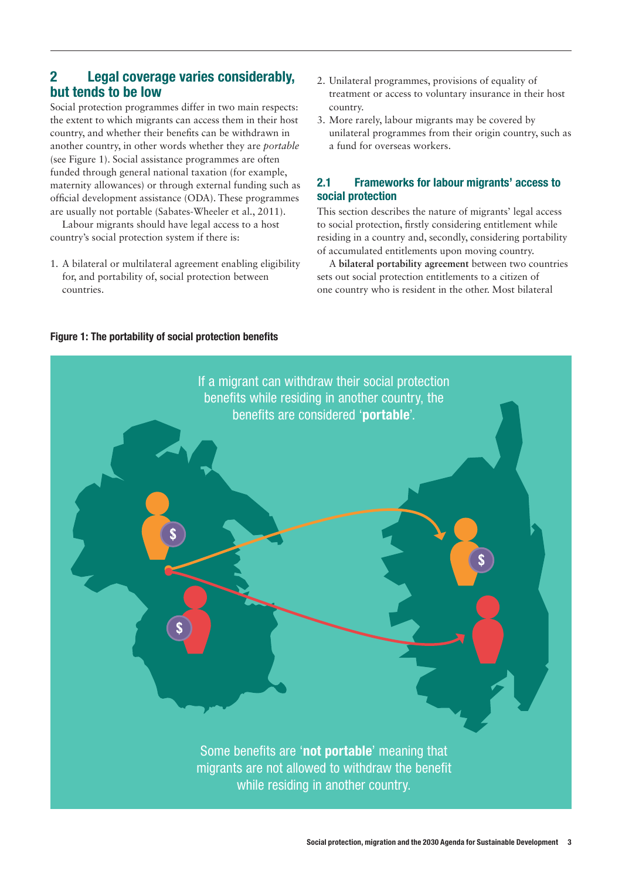## 2 Legal coverage varies considerably, but tends to be low

Social protection programmes differ in two main respects: the extent to which migrants can access them in their host country, and whether their benefits can be withdrawn in another country, in other words whether they are *portable* (see Figure 1). Social assistance programmes are often funded through general national taxation (for example, maternity allowances) or through external funding such as official development assistance (ODA). These programmes are usually not portable (Sabates-Wheeler et al., 2011).

Labour migrants should have legal access to a host country's social protection system if there is:

1. A bilateral or multilateral agreement enabling eligibility for, and portability of, social protection between countries.
2. Unilateral programmes, provisions of equality of treatment or access to voluntary insurance in their host country.
3. More rarely, labour migrants may be covered by unilateral programmes from their origin country, such as a fund for overseas workers.

### 2.1 Frameworks for labour migrants' access to social protection

This section describes the nature of migrants' legal access to social protection, firstly considering entitlement while residing in a country and, secondly, considering portability of accumulated entitlements upon moving country.

A **bilateral portability agreement** between two countries sets out social protection entitlements to a citizen of one country who is resident in the other. Most bilateral

**Figure 1: The portability of social protection benefits**

If a migrant can withdraw their social protection benefits while residing in another country, the benefits are considered '**portable**'.

Some benefits are '**not portable**' meaning that migrants are not allowed to withdraw the benefit while residing in another country.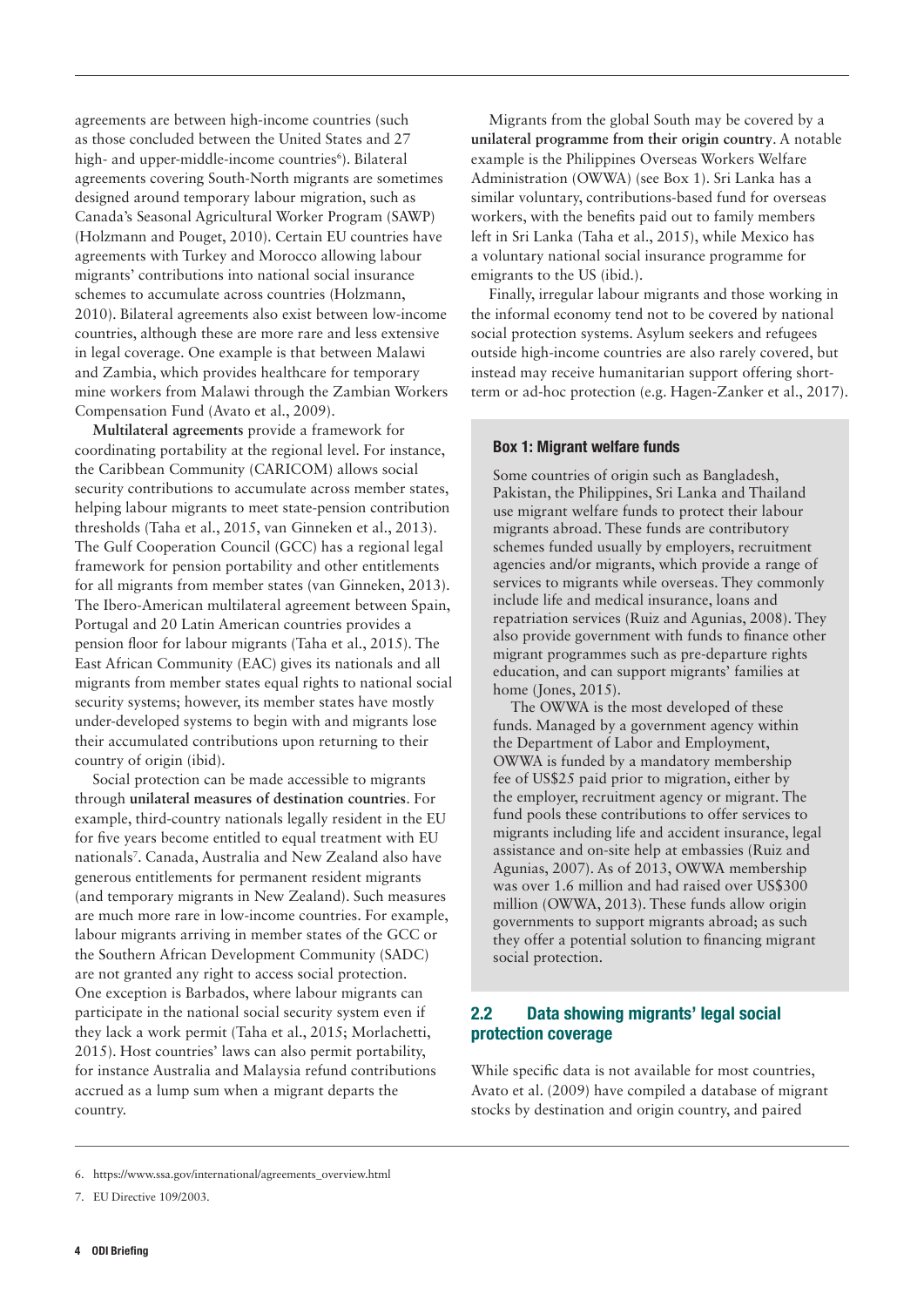agreements are between high-income countries (such as those concluded between the United States and 27 high- and upper-middle-income countries[6]). Bilateral agreements covering South-North migrants are sometimes designed around temporary labour migration, such as Canada's Seasonal Agricultural Worker Program (SAWP) (Holzmann and Pouget, 2010). Certain EU countries have agreements with Turkey and Morocco allowing labour migrants' contributions into national social insurance schemes to accumulate across countries (Holzmann, 2010). Bilateral agreements also exist between low-income countries, although these are more rare and less extensive in legal coverage. One example is that between Malawi and Zambia, which provides healthcare for temporary mine workers from Malawi through the Zambian Workers Compensation Fund (Avato et al., 2009).

**Multilateral agreements** provide a framework for coordinating portability at the regional level. For instance, the Caribbean Community (CARICOM) allows social security contributions to accumulate across member states, helping labour migrants to meet state-pension contribution thresholds (Taha et al., 2015, van Ginneken et al., 2013). The Gulf Cooperation Council (GCC) has a regional legal framework for pension portability and other entitlements for all migrants from member states (van Ginneken, 2013). The Ibero-American multilateral agreement between Spain, Portugal and 20 Latin American countries provides a pension floor for labour migrants (Taha et al., 2015). The East African Community (EAC) gives its nationals and all migrants from member states equal rights to national social security systems; however, its member states have mostly under-developed systems to begin with and migrants lose their accumulated contributions upon returning to their country of origin (ibid).

Social protection can be made accessible to migrants through **unilateral measures of destination countries**. For example, third-country nationals legally resident in the EU for five years become entitled to equal treatment with EU nationals[7]. Canada, Australia and New Zealand also have generous entitlements for permanent resident migrants (and temporary migrants in New Zealand). Such measures are much more rare in low-income countries. For example, labour migrants arriving in member states of the GCC or the Southern African Development Community (SADC) are not granted any right to access social protection. One exception is Barbados, where labour migrants can participate in the national social security system even if they lack a work permit (Taha et al., 2015; Morlachetti, 2015). Host countries' laws can also permit portability, for instance Australia and Malaysia refund contributions accrued as a lump sum when a migrant departs the country.

Migrants from the global South may be covered by a **unilateral programme from their origin country**. A notable example is the Philippines Overseas Workers Welfare Administration (OWWA) (see Box 1). Sri Lanka has a similar voluntary, contributions-based fund for overseas workers, with the benefits paid out to family members left in Sri Lanka (Taha et al., 2015), while Mexico has a voluntary national social insurance programme for emigrants to the US (ibid.).

Finally, irregular labour migrants and those working in the informal economy tend not to be covered by national social protection systems. Asylum seekers and refugees outside high-income countries are also rarely covered, but instead may receive humanitarian support offering short-term or ad-hoc protection (e.g. Hagen-Zanker et al., 2017).

> **Box 1: Migrant welfare funds**
>
> Some countries of origin such as Bangladesh, Pakistan, the Philippines, Sri Lanka and Thailand use migrant welfare funds to protect their labour migrants abroad. These funds are contributory schemes funded usually by employers, recruitment agencies and/or migrants, which provide a range of services to migrants while overseas. They commonly include life and medical insurance, loans and repatriation services (Ruiz and Agunias, 2008). They also provide government with funds to finance other migrant programmes such as pre-departure rights education, and can support migrants' families at home (Jones, 2015).
>
> The OWWA is the most developed of these funds. Managed by a government agency within the Department of Labor and Employment, OWWA is funded by a mandatory membership fee of US$25 paid prior to migration, either by the employer, recruitment agency or migrant. The fund pools these contributions to offer services to migrants including life and accident insurance, legal assistance and on-site help at embassies (Ruiz and Agunias, 2007). As of 2013, OWWA membership was over 1.6 million and had raised over US$300 million (OWWA, 2013). These funds allow origin governments to support migrants abroad; as such they offer a potential solution to financing migrant social protection.

## 2.2 Data showing migrants' legal social protection coverage

While specific data is not available for most countries, Avato et al. (2009) have compiled a database of migrant stocks by destination and origin country, and paired

---

6. https://www.ssa.gov/international/agreements_overview.html

7. EU Directive 109/2003.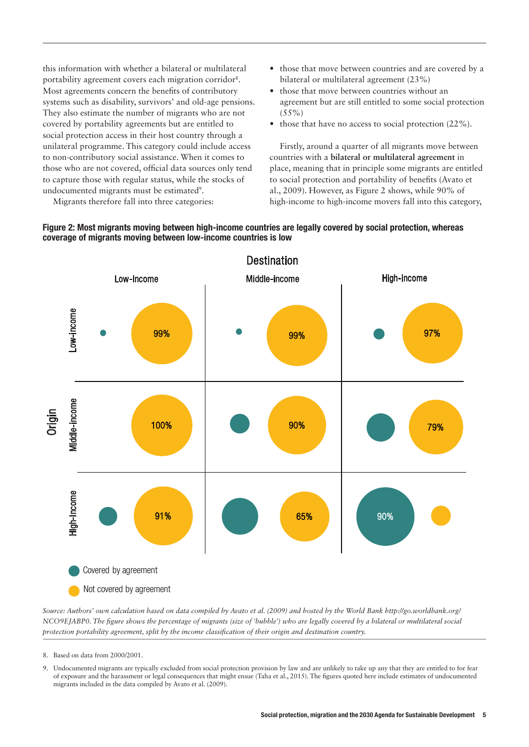this information with whether a bilateral or multilateral portability agreement covers each migration corridor[8]. Most agreements concern the benefits of contributory systems such as disability, survivors' and old-age pensions. They also estimate the number of migrants who are not covered by portability agreements but are entitled to social protection access in their host country through a unilateral programme. This category could include access to non-contributory social assistance. When it comes to those who are not covered, official data sources only tend to capture those with regular status, while the stocks of undocumented migrants must be estimated[9].

Migrants therefore fall into three categories:

- those that move between countries and are covered by a bilateral or multilateral agreement (23%)
- those that move between countries without an agreement but are still entitled to some social protection (55%)
- those that have no access to social protection (22%).

Firstly, around a quarter of all migrants move between countries with a **bilateral or multilateral agreement** in place, meaning that in principle some migrants are entitled to social protection and portability of benefits (Avato et al., 2009). However, as Figure 2 shows, while 90% of high-income to high-income movers fall into this category,

**Figure 2: Most migrants moving between high-income countries are legally covered by social protection, whereas coverage of migrants moving between low-income countries is low**

| Origin \ Destination | Low-Income | Middle-income | High-Income |
|---|---|---|---|
| Low-income | 99% not covered | 99% not covered | 97% not covered |
| Middle-income | 100% not covered | 90% not covered | 79% not covered |
| High-Income | 91% not covered | 65% not covered | 90% covered |

Covered by agreement

Not covered by agreement

*Source: Authors' own calculation based on data compiled by Avato et al. (2009) and hosted by the World Bank http://go.worldbank.org/NCO9EJABP0. The figure shows the percentage of migrants (size of 'bubble') who are legally covered by a bilateral or multilateral social protection portability agreement, split by the income classification of their origin and destination country.*

8. Based on data from 2000/2001.

9. Undocumented migrants are typically excluded from social protection provision by law and are unlikely to take up any that they are entitled to for fear of exposure and the harassment or legal consequences that might ensue (Taha et al., 2015). The figures quoted here include estimates of undocumented migrants included in the data compiled by Avato et al. (2009).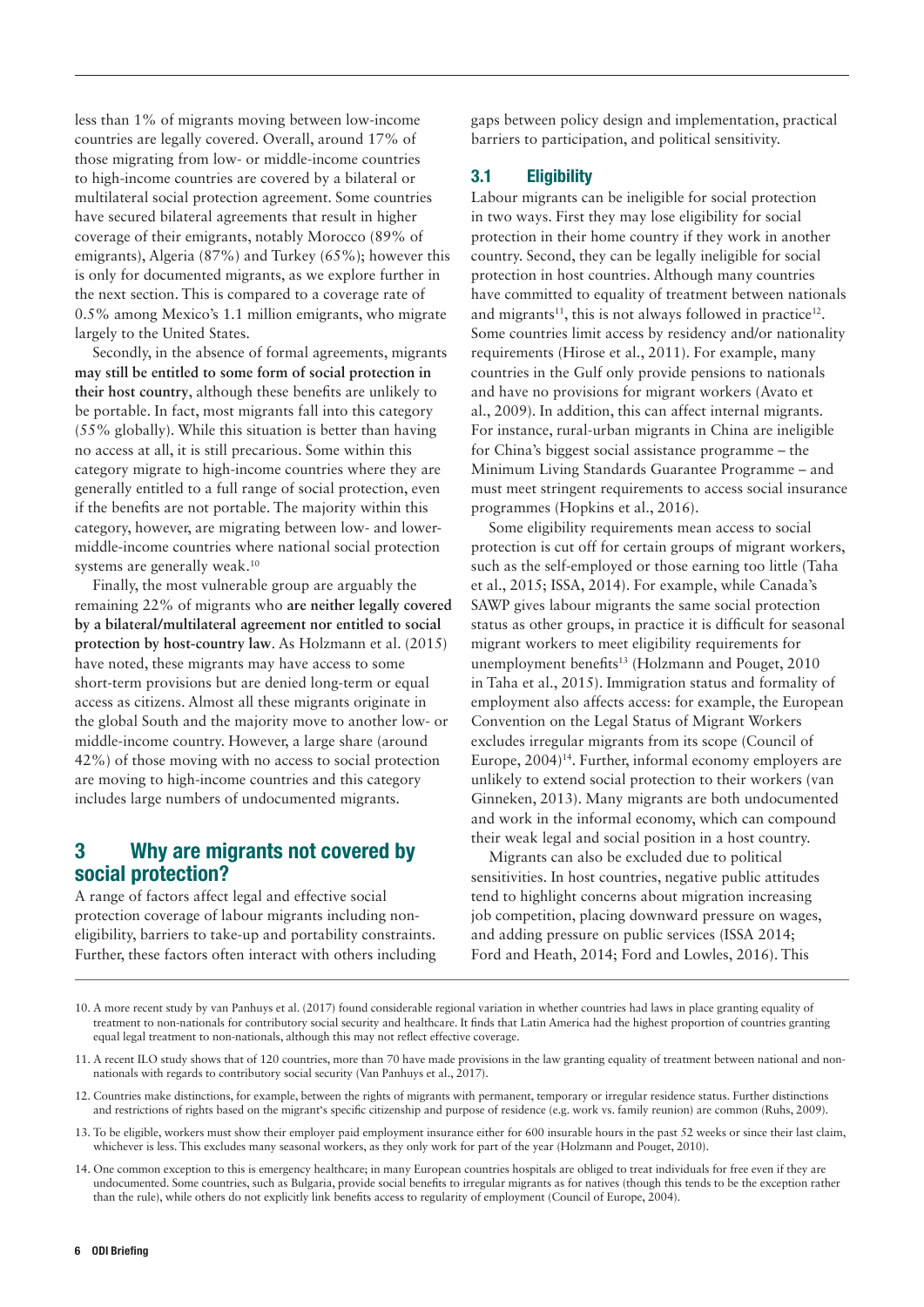less than 1% of migrants moving between low-income countries are legally covered. Overall, around 17% of those migrating from low- or middle-income countries to high-income countries are covered by a bilateral or multilateral social protection agreement. Some countries have secured bilateral agreements that result in higher coverage of their emigrants, notably Morocco (89% of emigrants), Algeria (87%) and Turkey (65%); however this is only for documented migrants, as we explore further in the next section. This is compared to a coverage rate of 0.5% among Mexico's 1.1 million emigrants, who migrate largely to the United States.

Secondly, in the absence of formal agreements, migrants **may still be entitled to some form of social protection in their host country**, although these benefits are unlikely to be portable. In fact, most migrants fall into this category (55% globally). While this situation is better than having no access at all, it is still precarious. Some within this category migrate to high-income countries where they are generally entitled to a full range of social protection, even if the benefits are not portable. The majority within this category, however, are migrating between low- and lower-middle-income countries where national social protection systems are generally weak.[10]

Finally, the most vulnerable group are arguably the remaining 22% of migrants who **are neither legally covered by a bilateral/multilateral agreement nor entitled to social protection by host-country law**. As Holzmann et al. (2015) have noted, these migrants may have access to some short-term provisions but are denied long-term or equal access as citizens. Almost all these migrants originate in the global South and the majority move to another low- or middle-income country. However, a large share (around 42%) of those moving with no access to social protection are moving to high-income countries and this category includes large numbers of undocumented migrants.

## 3 Why are migrants not covered by social protection?

A range of factors affect legal and effective social protection coverage of labour migrants including non-eligibility, barriers to take-up and portability constraints. Further, these factors often interact with others including gaps between policy design and implementation, practical barriers to participation, and political sensitivity.

### 3.1 Eligibility

Labour migrants can be ineligible for social protection in two ways. First they may lose eligibility for social protection in their home country if they work in another country. Second, they can be legally ineligible for social protection in host countries. Although many countries have committed to equality of treatment between nationals and migrants[11], this is not always followed in practice[12]. Some countries limit access by residency and/or nationality requirements (Hirose et al., 2011). For example, many countries in the Gulf only provide pensions to nationals and have no provisions for migrant workers (Avato et al., 2009). In addition, this can affect internal migrants. For instance, rural-urban migrants in China are ineligible for China's biggest social assistance programme – the Minimum Living Standards Guarantee Programme – and must meet stringent requirements to access social insurance programmes (Hopkins et al., 2016).

Some eligibility requirements mean access to social protection is cut off for certain groups of migrant workers, such as the self-employed or those earning too little (Taha et al., 2015; ISSA, 2014). For example, while Canada's SAWP gives labour migrants the same social protection status as other groups, in practice it is difficult for seasonal migrant workers to meet eligibility requirements for unemployment benefits[13] (Holzmann and Pouget, 2010 in Taha et al., 2015). Immigration status and formality of employment also affects access: for example, the European Convention on the Legal Status of Migrant Workers excludes irregular migrants from its scope (Council of Europe, 2004)[14]. Further, informal economy employers are unlikely to extend social protection to their workers (van Ginneken, 2013). Many migrants are both undocumented and work in the informal economy, which can compound their weak legal and social position in a host country.

Migrants can also be excluded due to political sensitivities. In host countries, negative public attitudes tend to highlight concerns about migration increasing job competition, placing downward pressure on wages, and adding pressure on public services (ISSA 2014; Ford and Heath, 2014; Ford and Lowles, 2016). This

---

10. A more recent study by van Panhuys et al. (2017) found considerable regional variation in whether countries had laws in place granting equality of treatment to non-nationals for contributory social security and healthcare. It finds that Latin America had the highest proportion of countries granting equal legal treatment to non-nationals, although this may not reflect effective coverage.

11. A recent ILO study shows that of 120 countries, more than 70 have made provisions in the law granting equality of treatment between national and non-nationals with regards to contributory social security (Van Panhuys et al., 2017).

12. Countries make distinctions, for example, between the rights of migrants with permanent, temporary or irregular residence status. Further distinctions and restrictions of rights based on the migrant's specific citizenship and purpose of residence (e.g. work vs. family reunion) are common (Ruhs, 2009).

13. To be eligible, workers must show their employer paid employment insurance either for 600 insurable hours in the past 52 weeks or since their last claim, whichever is less. This excludes many seasonal workers, as they only work for part of the year (Holzmann and Pouget, 2010).

14. One common exception to this is emergency healthcare; in many European countries hospitals are obliged to treat individuals for free even if they are undocumented. Some countries, such as Bulgaria, provide social benefits to irregular migrants as for natives (though this tends to be the exception rather than the rule), while others do not explicitly link benefits access to regularity of employment (Council of Europe, 2004).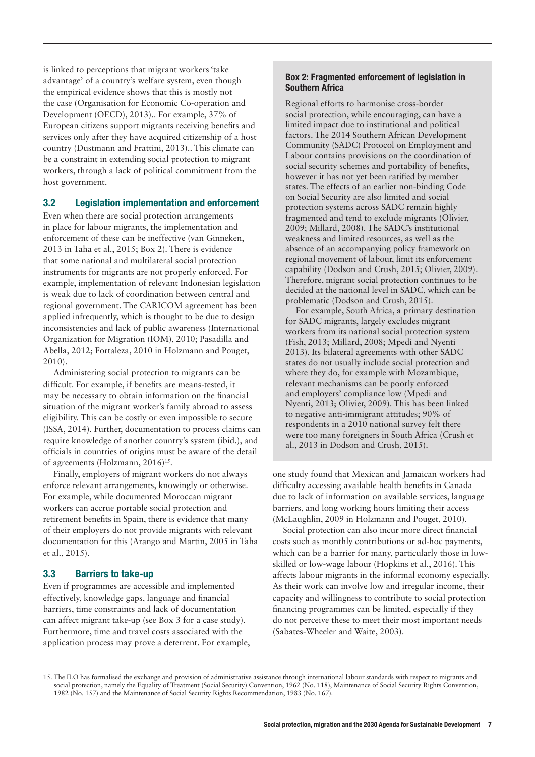is linked to perceptions that migrant workers 'take advantage' of a country's welfare system, even though the empirical evidence shows that this is mostly not the case (Organisation for Economic Co-operation and Development (OECD), 2013).. For example, 37% of European citizens support migrants receiving benefits and services only after they have acquired citizenship of a host country (Dustmann and Frattini, 2013).. This climate can be a constraint in extending social protection to migrant workers, through a lack of political commitment from the host government.

## 3.2 Legislation implementation and enforcement

Even when there are social protection arrangements in place for labour migrants, the implementation and enforcement of these can be ineffective (van Ginneken, 2013 in Taha et al., 2015; Box 2). There is evidence that some national and multilateral social protection instruments for migrants are not properly enforced. For example, implementation of relevant Indonesian legislation is weak due to lack of coordination between central and regional government. The CARICOM agreement has been applied infrequently, which is thought to be due to design inconsistencies and lack of public awareness (International Organization for Migration (IOM), 2010; Pasadilla and Abella, 2012; Fortaleza, 2010 in Holzmann and Pouget, 2010).

Administering social protection to migrants can be difficult. For example, if benefits are means-tested, it may be necessary to obtain information on the financial situation of the migrant worker's family abroad to assess eligibility. This can be costly or even impossible to secure (ISSA, 2014). Further, documentation to process claims can require knowledge of another country's system (ibid.), and officials in countries of origins must be aware of the detail of agreements (Holzmann, 2016)[15].

Finally, employers of migrant workers do not always enforce relevant arrangements, knowingly or otherwise. For example, while documented Moroccan migrant workers can accrue portable social protection and retirement benefits in Spain, there is evidence that many of their employers do not provide migrants with relevant documentation for this (Arango and Martin, 2005 in Taha et al., 2015).

## 3.3 Barriers to take-up

Even if programmes are accessible and implemented effectively, knowledge gaps, language and financial barriers, time constraints and lack of documentation can affect migrant take-up (see Box 3 for a case study). Furthermore, time and travel costs associated with the application process may prove a deterrent. For example, one study found that Mexican and Jamaican workers had difficulty accessing available health benefits in Canada due to lack of information on available services, language barriers, and long working hours limiting their access (McLaughlin, 2009 in Holzmann and Pouget, 2010).

Social protection can also incur more direct financial costs such as monthly contributions or ad-hoc payments, which can be a barrier for many, particularly those in low-skilled or low-wage labour (Hopkins et al., 2016). This affects labour migrants in the informal economy especially. As their work can involve low and irregular income, their capacity and willingness to contribute to social protection financing programmes can be limited, especially if they do not perceive these to meet their most important needs (Sabates-Wheeler and Waite, 2003).

> **Box 2: Fragmented enforcement of legislation in Southern Africa**
>
> Regional efforts to harmonise cross-border social protection, while encouraging, can have a limited impact due to institutional and political factors. The 2014 Southern African Development Community (SADC) Protocol on Employment and Labour contains provisions on the coordination of social security schemes and portability of benefits, however it has not yet been ratified by member states. The effects of an earlier non-binding Code on Social Security are also limited and social protection systems across SADC remain highly fragmented and tend to exclude migrants (Olivier, 2009; Millard, 2008). The SADC's institutional weakness and limited resources, as well as the absence of an accompanying policy framework on regional movement of labour, limit its enforcement capability (Dodson and Crush, 2015; Olivier, 2009). Therefore, migrant social protection continues to be decided at the national level in SADC, which can be problematic (Dodson and Crush, 2015).
>
> For example, South Africa, a primary destination for SADC migrants, largely excludes migrant workers from its national social protection system (Fish, 2013; Millard, 2008; Mpedi and Nyenti 2013). Its bilateral agreements with other SADC states do not usually include social protection and where they do, for example with Mozambique, relevant mechanisms can be poorly enforced and employers' compliance low (Mpedi and Nyenti, 2013; Olivier, 2009). This has been linked to negative anti-immigrant attitudes; 90% of respondents in a 2010 national survey felt there were too many foreigners in South Africa (Crush et al., 2013 in Dodson and Crush, 2015).

15. The ILO has formalised the exchange and provision of administrative assistance through international labour standards with respect to migrants and social protection, namely the Equality of Treatment (Social Security) Convention, 1962 (No. 118), Maintenance of Social Security Rights Convention, 1982 (No. 157) and the Maintenance of Social Security Rights Recommendation, 1983 (No. 167).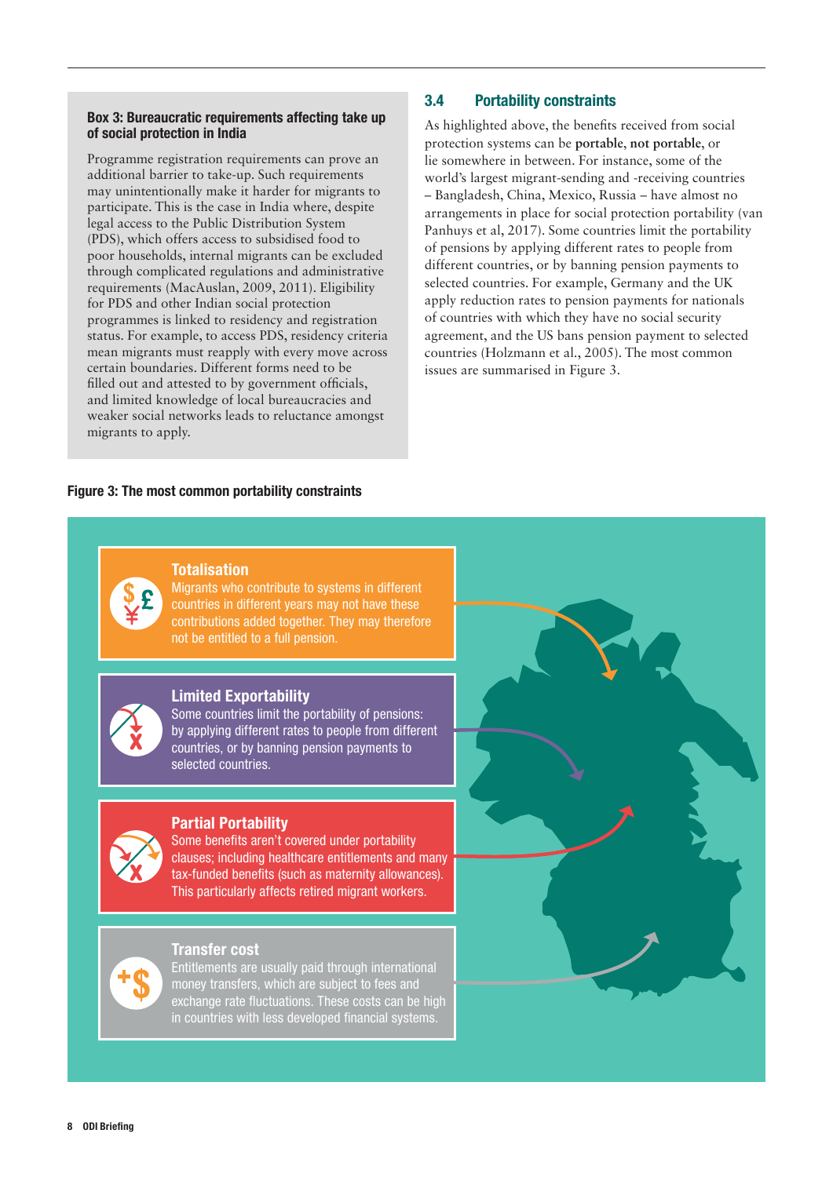**Box 3: Bureaucratic requirements affecting take up of social protection in India**

Programme registration requirements can prove an additional barrier to take-up. Such requirements may unintentionally make it harder for migrants to participate. This is the case in India where, despite legal access to the Public Distribution System (PDS), which offers access to subsidised food to poor households, internal migrants can be excluded through complicated regulations and administrative requirements (MacAuslan, 2009, 2011). Eligibility for PDS and other Indian social protection programmes is linked to residency and registration status. For example, to access PDS, residency criteria mean migrants must reapply with every move across certain boundaries. Different forms need to be filled out and attested to by government officials, and limited knowledge of local bureaucracies and weaker social networks leads to reluctance amongst migrants to apply.

### 3.4 Portability constraints

As highlighted above, the benefits received from social protection systems can be **portable**, **not portable**, or lie somewhere in between. For instance, some of the world's largest migrant-sending and -receiving countries – Bangladesh, China, Mexico, Russia – have almost no arrangements in place for social protection portability (van Panhuys et al, 2017). Some countries limit the portability of pensions by applying different rates to people from different countries, or by banning pension payments to selected countries. For example, Germany and the UK apply reduction rates to pension payments for nationals of countries with which they have no social security agreement, and the US bans pension payment to selected countries (Holzmann et al., 2005). The most common issues are summarised in Figure 3.

**Figure 3: The most common portability constraints**

**Totalisation**
Migrants who contribute to systems in different countries in different years may not have these contributions added together. They may therefore not be entitled to a full pension.

**Limited Exportability**
Some countries limit the portability of pensions: by applying different rates to people from different countries, or by banning pension payments to selected countries.

**Partial Portability**
Some benefits aren't covered under portability clauses; including healthcare entitlements and many tax-funded benefits (such as maternity allowances). This particularly affects retired migrant workers.

**Transfer cost**
Entitlements are usually paid through international money transfers, which are subject to fees and exchange rate fluctuations. These costs can be high in countries with less developed financial systems.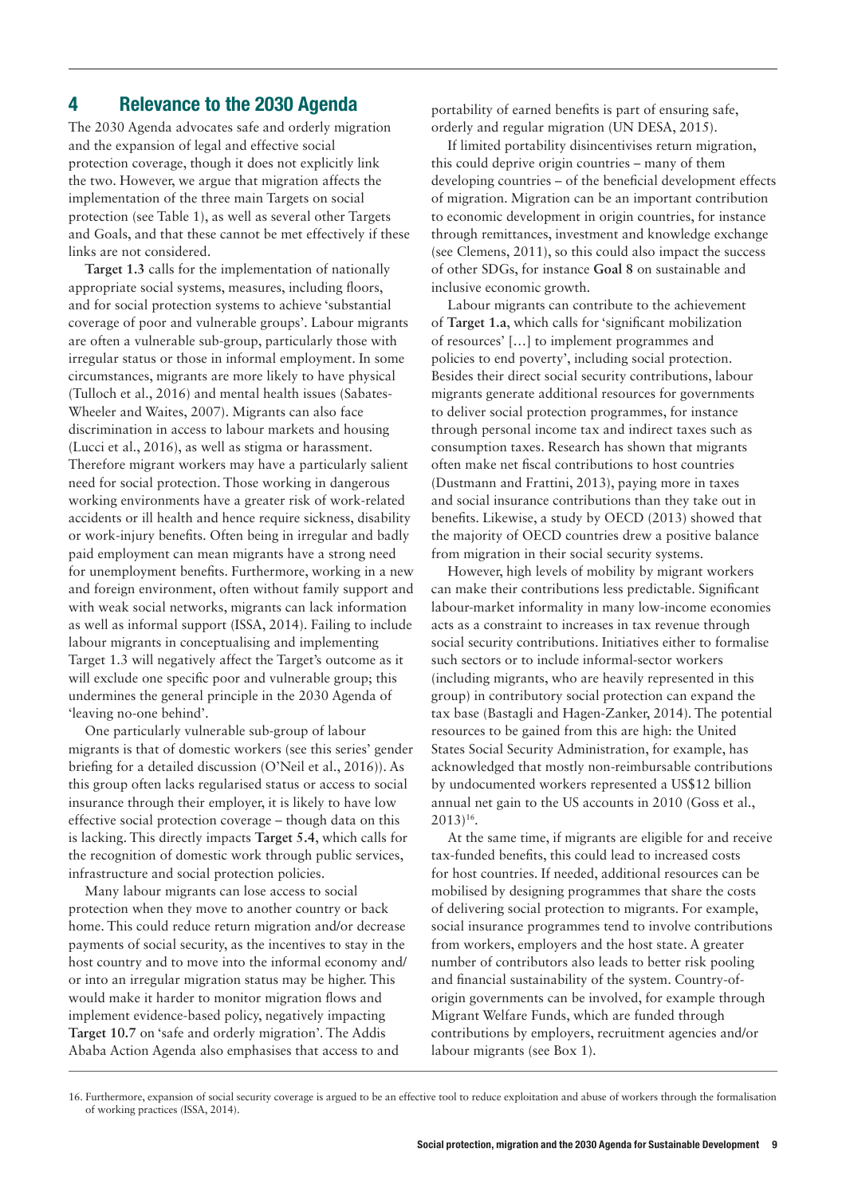## 4 Relevance to the 2030 Agenda

The 2030 Agenda advocates safe and orderly migration and the expansion of legal and effective social protection coverage, though it does not explicitly link the two. However, we argue that migration affects the implementation of the three main Targets on social protection (see Table 1), as well as several other Targets and Goals, and that these cannot be met effectively if these links are not considered.

**Target 1.3** calls for the implementation of nationally appropriate social systems, measures, including floors, and for social protection systems to achieve 'substantial coverage of poor and vulnerable groups'. Labour migrants are often a vulnerable sub-group, particularly those with irregular status or those in informal employment. In some circumstances, migrants are more likely to have physical (Tulloch et al., 2016) and mental health issues (Sabates-Wheeler and Waites, 2007). Migrants can also face discrimination in access to labour markets and housing (Lucci et al., 2016), as well as stigma or harassment. Therefore migrant workers may have a particularly salient need for social protection. Those working in dangerous working environments have a greater risk of work-related accidents or ill health and hence require sickness, disability or work-injury benefits. Often being in irregular and badly paid employment can mean migrants have a strong need for unemployment benefits. Furthermore, working in a new and foreign environment, often without family support and with weak social networks, migrants can lack information as well as informal support (ISSA, 2014). Failing to include labour migrants in conceptualising and implementing Target 1.3 will negatively affect the Target's outcome as it will exclude one specific poor and vulnerable group; this undermines the general principle in the 2030 Agenda of 'leaving no-one behind'.

One particularly vulnerable sub-group of labour migrants is that of domestic workers (see this series' gender briefing for a detailed discussion (O'Neil et al., 2016)). As this group often lacks regularised status or access to social insurance through their employer, it is likely to have low effective social protection coverage – though data on this is lacking. This directly impacts **Target 5.4**, which calls for the recognition of domestic work through public services, infrastructure and social protection policies.

Many labour migrants can lose access to social protection when they move to another country or back home. This could reduce return migration and/or decrease payments of social security, as the incentives to stay in the host country and to move into the informal economy and/or into an irregular migration status may be higher. This would make it harder to monitor migration flows and implement evidence-based policy, negatively impacting **Target 10.7** on 'safe and orderly migration'. The Addis Ababa Action Agenda also emphasises that access to and portability of earned benefits is part of ensuring safe, orderly and regular migration (UN DESA, 2015).

If limited portability disincentivises return migration, this could deprive origin countries – many of them developing countries – of the beneficial development effects of migration. Migration can be an important contribution to economic development in origin countries, for instance through remittances, investment and knowledge exchange (see Clemens, 2011), so this could also impact the success of other SDGs, for instance **Goal 8** on sustainable and inclusive economic growth.

Labour migrants can contribute to the achievement of **Target 1.a**, which calls for 'significant mobilization of resources' […] to implement programmes and policies to end poverty', including social protection. Besides their direct social security contributions, labour migrants generate additional resources for governments to deliver social protection programmes, for instance through personal income tax and indirect taxes such as consumption taxes. Research has shown that migrants often make net fiscal contributions to host countries (Dustmann and Frattini, 2013), paying more in taxes and social insurance contributions than they take out in benefits. Likewise, a study by OECD (2013) showed that the majority of OECD countries drew a positive balance from migration in their social security systems.

However, high levels of mobility by migrant workers can make their contributions less predictable. Significant labour-market informality in many low-income economies acts as a constraint to increases in tax revenue through social security contributions. Initiatives either to formalise such sectors or to include informal-sector workers (including migrants, who are heavily represented in this group) in contributory social protection can expand the tax base (Bastagli and Hagen-Zanker, 2014). The potential resources to be gained from this are high: the United States Social Security Administration, for example, has acknowledged that mostly non-reimbursable contributions by undocumented workers represented a US$12 billion annual net gain to the US accounts in 2010 (Goss et al., 2013)[16].

At the same time, if migrants are eligible for and receive tax-funded benefits, this could lead to increased costs for host countries. If needed, additional resources can be mobilised by designing programmes that share the costs of delivering social protection to migrants. For example, social insurance programmes tend to involve contributions from workers, employers and the host state. A greater number of contributors also leads to better risk pooling and financial sustainability of the system. Country-of-origin governments can be involved, for example through Migrant Welfare Funds, which are funded through contributions by employers, recruitment agencies and/or labour migrants (see Box 1).

16. Furthermore, expansion of social security coverage is argued to be an effective tool to reduce exploitation and abuse of workers through the formalisation of working practices (ISSA, 2014).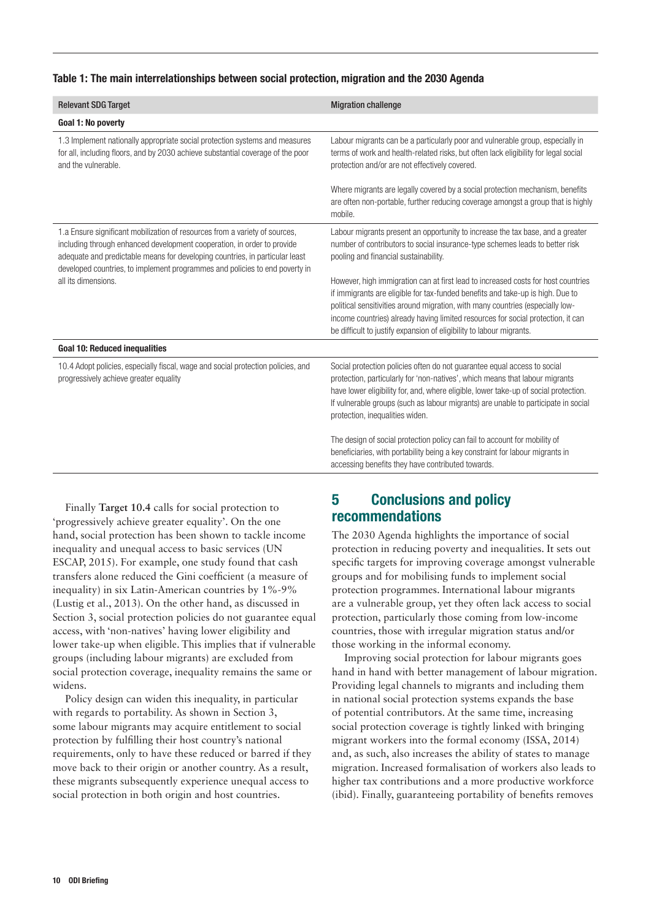**Table 1: The main interrelationships between social protection, migration and the 2030 Agenda**

| Relevant SDG Target | Migration challenge |
|---|---|
| **Goal 1: No poverty** | |
| 1.3 Implement nationally appropriate social protection systems and measures for all, including floors, and by 2030 achieve substantial coverage of the poor and the vulnerable. | Labour migrants can be a particularly poor and vulnerable group, especially in terms of work and health-related risks, but often lack eligibility for legal social protection and/or are not effectively covered.<br><br>Where migrants are legally covered by a social protection mechanism, benefits are often non-portable, further reducing coverage amongst a group that is highly mobile. |
| 1.a Ensure significant mobilization of resources from a variety of sources, including through enhanced development cooperation, in order to provide adequate and predictable means for developing countries, in particular least developed countries, to implement programmes and policies to end poverty in all its dimensions. | Labour migrants present an opportunity to increase the tax base, and a greater number of contributors to social insurance-type schemes leads to better risk pooling and financial sustainability.<br><br>However, high immigration can at first lead to increased costs for host countries if immigrants are eligible for tax-funded benefits and take-up is high. Due to political sensitivities around migration, with many countries (especially low-income countries) already having limited resources for social protection, it can be difficult to justify expansion of eligibility to labour migrants. |
| **Goal 10: Reduced inequalities** | |
| 10.4 Adopt policies, especially fiscal, wage and social protection policies, and progressively achieve greater equality | Social protection policies often do not guarantee equal access to social protection, particularly for 'non-natives', which means that labour migrants have lower eligibility for, and, where eligible, lower take-up of social protection. If vulnerable groups (such as labour migrants) are unable to participate in social protection, inequalities widen.<br><br>The design of social protection policy can fail to account for mobility of beneficiaries, with portability being a key constraint for labour migrants in accessing benefits they have contributed towards. |

Finally **Target 10.4** calls for social protection to 'progressively achieve greater equality'. On the one hand, social protection has been shown to tackle income inequality and unequal access to basic services (UN ESCAP, 2015). For example, one study found that cash transfers alone reduced the Gini coefficient (a measure of inequality) in six Latin-American countries by 1%-9% (Lustig et al., 2013). On the other hand, as discussed in Section 3, social protection policies do not guarantee equal access, with 'non-natives' having lower eligibility and lower take-up when eligible. This implies that if vulnerable groups (including labour migrants) are excluded from social protection coverage, inequality remains the same or widens.

Policy design can widen this inequality, in particular with regards to portability. As shown in Section 3, some labour migrants may acquire entitlement to social protection by fulfilling their host country's national requirements, only to have these reduced or barred if they move back to their origin or another country. As a result, these migrants subsequently experience unequal access to social protection in both origin and host countries.

## 5 Conclusions and policy recommendations

The 2030 Agenda highlights the importance of social protection in reducing poverty and inequalities. It sets out specific targets for improving coverage amongst vulnerable groups and for mobilising funds to implement social protection programmes. International labour migrants are a vulnerable group, yet they often lack access to social protection, particularly those coming from low-income countries, those with irregular migration status and/or those working in the informal economy.

Improving social protection for labour migrants goes hand in hand with better management of labour migration. Providing legal channels to migrants and including them in national social protection systems expands the base of potential contributors. At the same time, increasing social protection coverage is tightly linked with bringing migrant workers into the formal economy (ISSA, 2014) and, as such, also increases the ability of states to manage migration. Increased formalisation of workers also leads to higher tax contributions and a more productive workforce (ibid). Finally, guaranteeing portability of benefits removes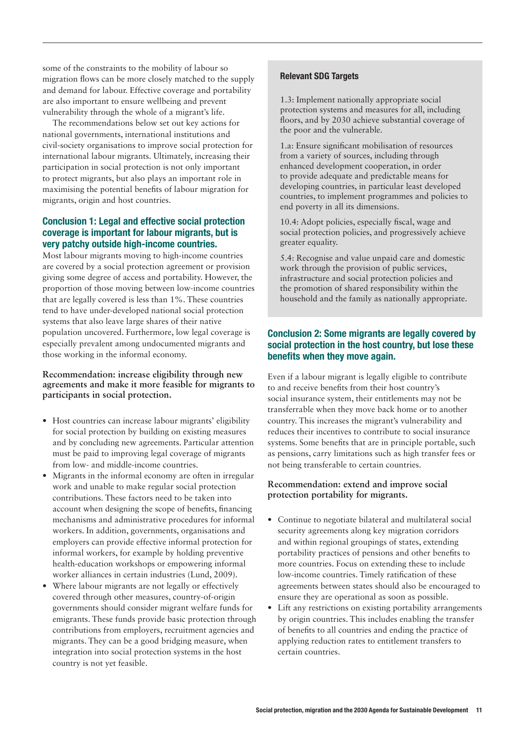some of the constraints to the mobility of labour so migration flows can be more closely matched to the supply and demand for labour. Effective coverage and portability are also important to ensure wellbeing and prevent vulnerability through the whole of a migrant's life.

The recommendations below set out key actions for national governments, international institutions and civil-society organisations to improve social protection for international labour migrants. Ultimately, increasing their participation in social protection is not only important to protect migrants, but also plays an important role in maximising the potential benefits of labour migration for migrants, origin and host countries.

### Conclusion 1: Legal and effective social protection coverage is important for labour migrants, but is very patchy outside high-income countries.

Most labour migrants moving to high-income countries are covered by a social protection agreement or provision giving some degree of access and portability. However, the proportion of those moving between low-income countries that are legally covered is less than 1%. These countries tend to have under-developed national social protection systems that also leave large shares of their native population uncovered. Furthermore, low legal coverage is especially prevalent among undocumented migrants and those working in the informal economy.

**Recommendation: increase eligibility through new agreements and make it more feasible for migrants to participants in social protection.**

- Host countries can increase labour migrants' eligibility for social protection by building on existing measures and by concluding new agreements. Particular attention must be paid to improving legal coverage of migrants from low- and middle-income countries.
- Migrants in the informal economy are often in irregular work and unable to make regular social protection contributions. These factors need to be taken into account when designing the scope of benefits, financing mechanisms and administrative procedures for informal workers. In addition, governments, organisations and employers can provide effective informal protection for informal workers, for example by holding preventive health-education workshops or empowering informal worker alliances in certain industries (Lund, 2009).
- Where labour migrants are not legally or effectively covered through other measures, country-of-origin governments should consider migrant welfare funds for emigrants. These funds provide basic protection through contributions from employers, recruitment agencies and migrants. They can be a good bridging measure, when integration into social protection systems in the host country is not yet feasible.

**Relevant SDG Targets**

1.3: Implement nationally appropriate social protection systems and measures for all, including floors, and by 2030 achieve substantial coverage of the poor and the vulnerable.

1.a: Ensure significant mobilisation of resources from a variety of sources, including through enhanced development cooperation, in order to provide adequate and predictable means for developing countries, in particular least developed countries, to implement programmes and policies to end poverty in all its dimensions.

10.4: Adopt policies, especially fiscal, wage and social protection policies, and progressively achieve greater equality.

5.4: Recognise and value unpaid care and domestic work through the provision of public services, infrastructure and social protection policies and the promotion of shared responsibility within the household and the family as nationally appropriate.

### Conclusion 2: Some migrants are legally covered by social protection in the host country, but lose these benefits when they move again.

Even if a labour migrant is legally eligible to contribute to and receive benefits from their host country's social insurance system, their entitlements may not be transferrable when they move back home or to another country. This increases the migrant's vulnerability and reduces their incentives to contribute to social insurance systems. Some benefits that are in principle portable, such as pensions, carry limitations such as high transfer fees or not being transferable to certain countries.

**Recommendation: extend and improve social protection portability for migrants.**

- Continue to negotiate bilateral and multilateral social security agreements along key migration corridors and within regional groupings of states, extending portability practices of pensions and other benefits to more countries. Focus on extending these to include low-income countries. Timely ratification of these agreements between states should also be encouraged to ensure they are operational as soon as possible.
- Lift any restrictions on existing portability arrangements by origin countries. This includes enabling the transfer of benefits to all countries and ending the practice of applying reduction rates to entitlement transfers to certain countries.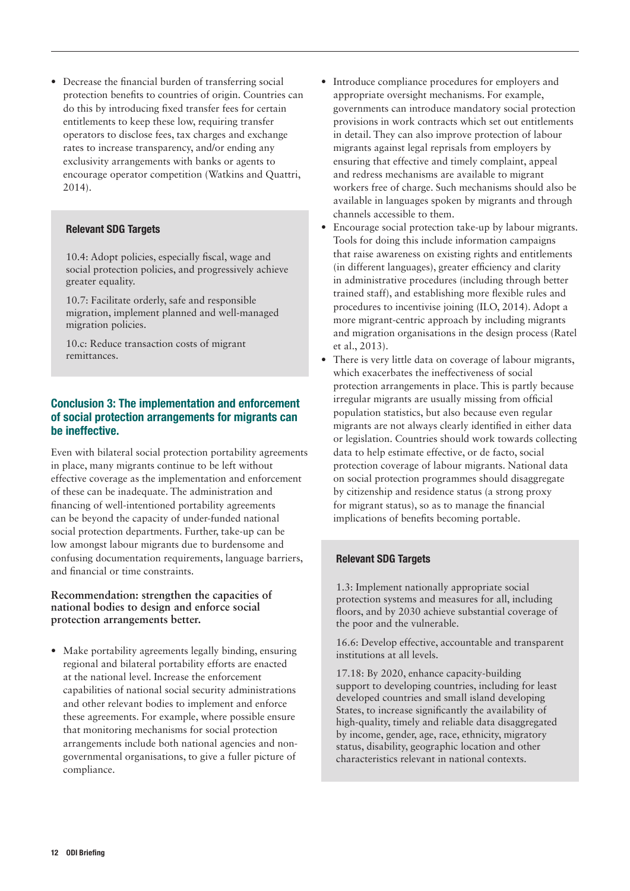- Decrease the financial burden of transferring social protection benefits to countries of origin. Countries can do this by introducing fixed transfer fees for certain entitlements to keep these low, requiring transfer operators to disclose fees, tax charges and exchange rates to increase transparency, and/or ending any exclusivity arrangements with banks or agents to encourage operator competition (Watkins and Quattri, 2014).

#### Relevant SDG Targets

10.4: Adopt policies, especially fiscal, wage and social protection policies, and progressively achieve greater equality.

10.7: Facilitate orderly, safe and responsible migration, implement planned and well-managed migration policies.

10.c: Reduce transaction costs of migrant remittances.

### Conclusion 3: The implementation and enforcement of social protection arrangements for migrants can be ineffective.

Even with bilateral social protection portability agreements in place, many migrants continue to be left without effective coverage as the implementation and enforcement of these can be inadequate. The administration and financing of well-intentioned portability agreements can be beyond the capacity of under-funded national social protection departments. Further, take-up can be low amongst labour migrants due to burdensome and confusing documentation requirements, language barriers, and financial or time constraints.

**Recommendation: strengthen the capacities of national bodies to design and enforce social protection arrangements better.**

- Make portability agreements legally binding, ensuring regional and bilateral portability efforts are enacted at the national level. Increase the enforcement capabilities of national social security administrations and other relevant bodies to implement and enforce these agreements. For example, where possible ensure that monitoring mechanisms for social protection arrangements include both national agencies and non-governmental organisations, to give a fuller picture of compliance.
- Introduce compliance procedures for employers and appropriate oversight mechanisms. For example, governments can introduce mandatory social protection provisions in work contracts which set out entitlements in detail. They can also improve protection of labour migrants against legal reprisals from employers by ensuring that effective and timely complaint, appeal and redress mechanisms are available to migrant workers free of charge. Such mechanisms should also be available in languages spoken by migrants and through channels accessible to them.
- Encourage social protection take-up by labour migrants. Tools for doing this include information campaigns that raise awareness on existing rights and entitlements (in different languages), greater efficiency and clarity in administrative procedures (including through better trained staff), and establishing more flexible rules and procedures to incentivise joining (ILO, 2014). Adopt a more migrant-centric approach by including migrants and migration organisations in the design process (Ratel et al., 2013).
- There is very little data on coverage of labour migrants, which exacerbates the ineffectiveness of social protection arrangements in place. This is partly because irregular migrants are usually missing from official population statistics, but also because even regular migrants are not always clearly identified in either data or legislation. Countries should work towards collecting data to help estimate effective, or de facto, social protection coverage of labour migrants. National data on social protection programmes should disaggregate by citizenship and residence status (a strong proxy for migrant status), so as to manage the financial implications of benefits becoming portable.

#### Relevant SDG Targets

1.3: Implement nationally appropriate social protection systems and measures for all, including floors, and by 2030 achieve substantial coverage of the poor and the vulnerable.

16.6: Develop effective, accountable and transparent institutions at all levels.

17.18: By 2020, enhance capacity-building support to developing countries, including for least developed countries and small island developing States, to increase significantly the availability of high-quality, timely and reliable data disaggregated by income, gender, age, race, ethnicity, migratory status, disability, geographic location and other characteristics relevant in national contexts.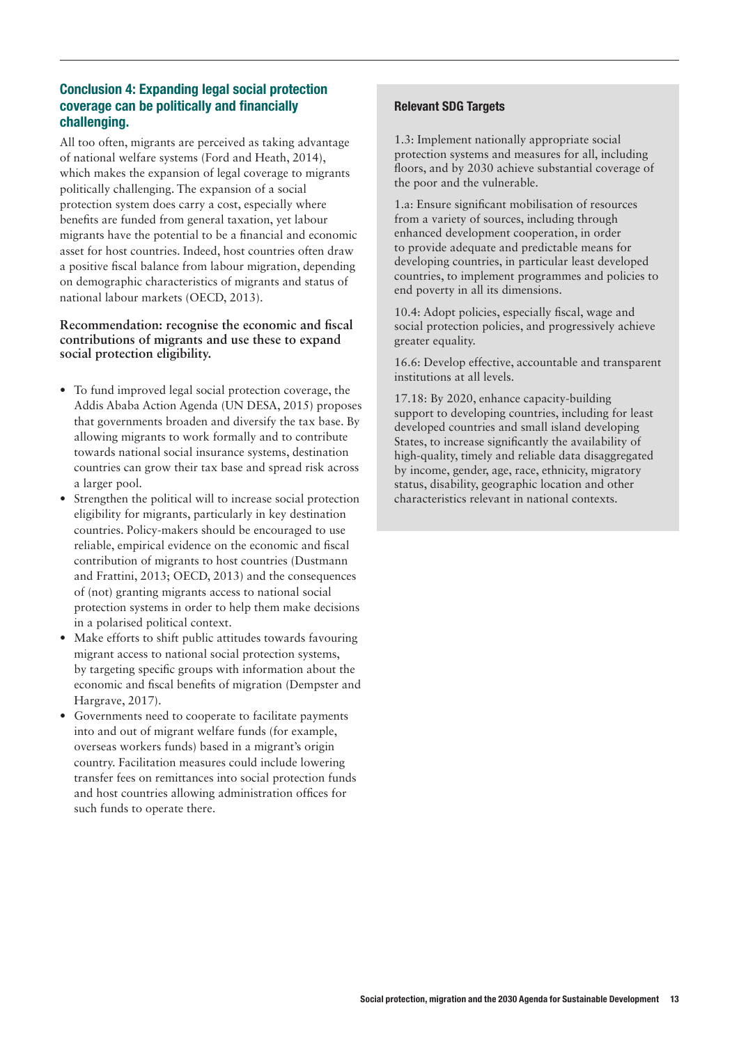### Conclusion 4: Expanding legal social protection coverage can be politically and financially challenging.

All too often, migrants are perceived as taking advantage of national welfare systems (Ford and Heath, 2014), which makes the expansion of legal coverage to migrants politically challenging. The expansion of a social protection system does carry a cost, especially where benefits are funded from general taxation, yet labour migrants have the potential to be a financial and economic asset for host countries. Indeed, host countries often draw a positive fiscal balance from labour migration, depending on demographic characteristics of migrants and status of national labour markets (OECD, 2013).

**Recommendation: recognise the economic and fiscal contributions of migrants and use these to expand social protection eligibility.**

- To fund improved legal social protection coverage, the Addis Ababa Action Agenda (UN DESA, 2015) proposes that governments broaden and diversify the tax base. By allowing migrants to work formally and to contribute towards national social insurance systems, destination countries can grow their tax base and spread risk across a larger pool.
- Strengthen the political will to increase social protection eligibility for migrants, particularly in key destination countries. Policy-makers should be encouraged to use reliable, empirical evidence on the economic and fiscal contribution of migrants to host countries (Dustmann and Frattini, 2013; OECD, 2013) and the consequences of (not) granting migrants access to national social protection systems in order to help them make decisions in a polarised political context.
- Make efforts to shift public attitudes towards favouring migrant access to national social protection systems, by targeting specific groups with information about the economic and fiscal benefits of migration (Dempster and Hargrave, 2017).
- Governments need to cooperate to facilitate payments into and out of migrant welfare funds (for example, overseas workers funds) based in a migrant's origin country. Facilitation measures could include lowering transfer fees on remittances into social protection funds and host countries allowing administration offices for such funds to operate there.

**Relevant SDG Targets**

1.3: Implement nationally appropriate social protection systems and measures for all, including floors, and by 2030 achieve substantial coverage of the poor and the vulnerable.

1.a: Ensure significant mobilisation of resources from a variety of sources, including through enhanced development cooperation, in order to provide adequate and predictable means for developing countries, in particular least developed countries, to implement programmes and policies to end poverty in all its dimensions.

10.4: Adopt policies, especially fiscal, wage and social protection policies, and progressively achieve greater equality.

16.6: Develop effective, accountable and transparent institutions at all levels.

17.18: By 2020, enhance capacity-building support to developing countries, including for least developed countries and small island developing States, to increase significantly the availability of high-quality, timely and reliable data disaggregated by income, gender, age, race, ethnicity, migratory status, disability, geographic location and other characteristics relevant in national contexts.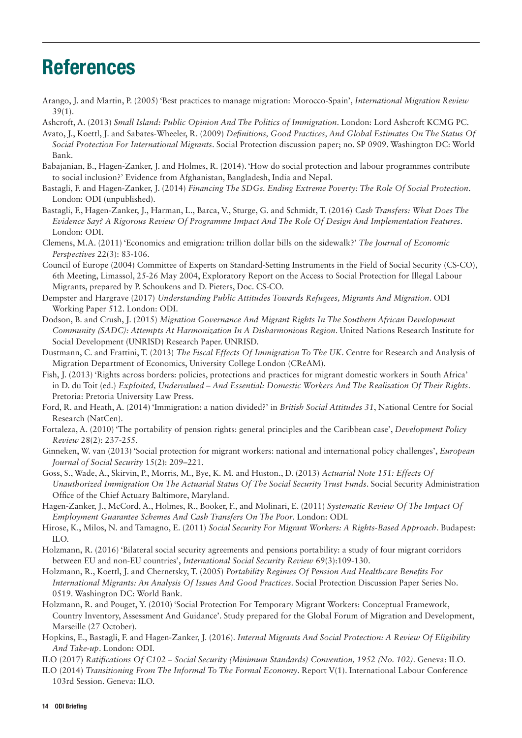# References

Arango, J. and Martin, P. (2005) 'Best practices to manage migration: Morocco-Spain', *International Migration Review* 39(1).

Ashcroft, A. (2013) *Small Island: Public Opinion And The Politics of Immigration*. London: Lord Ashcroft KCMG PC.

Avato, J., Koettl, J. and Sabates-Wheeler, R. (2009) *Definitions, Good Practices, And Global Estimates On The Status Of Social Protection For International Migrants*. Social Protection discussion paper; no. SP 0909. Washington DC: World Bank.

Babajanian, B., Hagen-Zanker, J. and Holmes, R. (2014). 'How do social protection and labour programmes contribute to social inclusion?' Evidence from Afghanistan, Bangladesh, India and Nepal.

Bastagli, F. and Hagen-Zanker, J. (2014) *Financing The SDGs. Ending Extreme Poverty: The Role Of Social Protection*. London: ODI (unpublished).

Bastagli, F., Hagen-Zanker, J., Harman, L., Barca, V., Sturge, G. and Schmidt, T. (2016) *Cash Transfers: What Does The Evidence Say? A Rigorous Review Of Programme Impact And The Role Of Design And Implementation Features*. London: ODI.

Clemens, M.A. (2011) 'Economics and emigration: trillion dollar bills on the sidewalk?' *The Journal of Economic Perspectives* 22(3): 83-106.

Council of Europe (2004) Committee of Experts on Standard-Setting Instruments in the Field of Social Security (CS-CO), 6th Meeting, Limassol, 25-26 May 2004, Exploratory Report on the Access to Social Protection for Illegal Labour Migrants, prepared by P. Schoukens and D. Pieters, Doc. CS-CO.

Dempster and Hargrave (2017) *Understanding Public Attitudes Towards Refugees, Migrants And Migration*. ODI Working Paper 512. London: ODI.

Dodson, B. and Crush, J. (2015) *Migration Governance And Migrant Rights In The Southern African Development Community (SADC): Attempts At Harmonization In A Disharmonious Region*. United Nations Research Institute for Social Development (UNRISD) Research Paper. UNRISD.

Dustmann, C. and Frattini, T. (2013) *The Fiscal Effects Of Immigration To The UK*. Centre for Research and Analysis of Migration Department of Economics, University College London (CReAM).

Fish, J. (2013) 'Rights across borders: policies, protections and practices for migrant domestic workers in South Africa' in D. du Toit (ed.) *Exploited, Undervalued – And Essential: Domestic Workers And The Realisation Of Their Rights*. Pretoria: Pretoria University Law Press.

Ford, R. and Heath, A. (2014) 'Immigration: a nation divided?' in *British Social Attitudes 31*, National Centre for Social Research (NatCen).

Fortaleza, A. (2010) 'The portability of pension rights: general principles and the Caribbean case', *Development Policy Review* 28(2): 237-255.

Ginneken, W. van (2013) 'Social protection for migrant workers: national and international policy challenges', *European Journal of Social Security* 15(2): 209–221.

Goss, S., Wade, A., Skirvin, P., Morris, M., Bye, K. M. and Huston., D. (2013) *Actuarial Note 151: Effects Of Unauthorized Immigration On The Actuarial Status Of The Social Security Trust Funds*. Social Security Administration Office of the Chief Actuary Baltimore, Maryland.

Hagen-Zanker, J., McCord, A., Holmes, R., Booker, F., and Molinari, E. (2011) *Systematic Review Of The Impact Of Employment Guarantee Schemes And Cash Transfers On The Poor*. London: ODI.

Hirose, K., Milos, N. and Tamagno, E. (2011) *Social Security For Migrant Workers: A Rights-Based Approach*. Budapest: ILO.

Holzmann, R. (2016) 'Bilateral social security agreements and pensions portability: a study of four migrant corridors between EU and non-EU countries', *International Social Security Review* 69(3):109-130.

Holzmann, R., Koettl, J. and Chernetsky, T. (2005) *Portability Regimes Of Pension And Healthcare Benefits For International Migrants: An Analysis Of Issues And Good Practices*. Social Protection Discussion Paper Series No. 0519. Washington DC: World Bank.

Holzmann, R. and Pouget, Y. (2010) 'Social Protection For Temporary Migrant Workers: Conceptual Framework, Country Inventory, Assessment And Guidance'. Study prepared for the Global Forum of Migration and Development, Marseille (27 October).

Hopkins, E., Bastagli, F. and Hagen-Zanker, J. (2016). *Internal Migrants And Social Protection: A Review Of Eligibility And Take-up*. London: ODI.

ILO (2017) *Ratifications Of C102 – Social Security (Minimum Standards) Convention, 1952 (No. 102)*. Geneva: ILO.

ILO (2014) *Transitioning From The Informal To The Formal Economy*. Report V(1). International Labour Conference 103rd Session. Geneva: ILO.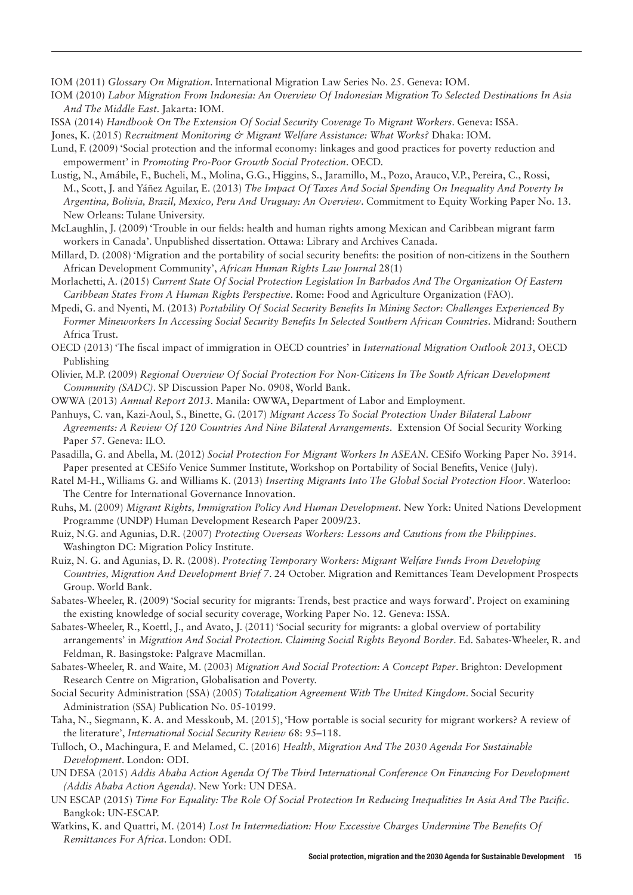IOM (2011) *Glossary On Migration*. International Migration Law Series No. 25. Geneva: IOM.

IOM (2010) *Labor Migration From Indonesia: An Overview Of Indonesian Migration To Selected Destinations In Asia And The Middle East*. Jakarta: IOM.

ISSA (2014) *Handbook On The Extension Of Social Security Coverage To Migrant Workers*. Geneva: ISSA.

Jones, K. (2015) *Recruitment Monitoring & Migrant Welfare Assistance: What Works?* Dhaka: IOM.

Lund, F. (2009) 'Social protection and the informal economy: linkages and good practices for poverty reduction and empowerment' in *Promoting Pro-Poor Growth Social Protection*. OECD.

Lustig, N., Amábile, F., Bucheli, M., Molina, G.G., Higgins, S., Jaramillo, M., Pozo, Arauco, V.P., Pereira, C., Rossi, M., Scott, J. and Yáñez Aguilar, E. (2013) *The Impact Of Taxes And Social Spending On Inequality And Poverty In Argentina, Bolivia, Brazil, Mexico, Peru And Uruguay: An Overview*. Commitment to Equity Working Paper No. 13. New Orleans: Tulane University.

McLaughlin, J. (2009) 'Trouble in our fields: health and human rights among Mexican and Caribbean migrant farm workers in Canada'. Unpublished dissertation. Ottawa: Library and Archives Canada.

Millard, D. (2008) 'Migration and the portability of social security benefits: the position of non-citizens in the Southern African Development Community', *African Human Rights Law Journal* 28(1)

Morlachetti, A. (2015) *Current State Of Social Protection Legislation In Barbados And The Organization Of Eastern Caribbean States From A Human Rights Perspective*. Rome: Food and Agriculture Organization (FAO).

Mpedi, G. and Nyenti, M. (2013) *Portability Of Social Security Benefits In Mining Sector: Challenges Experienced By Former Mineworkers In Accessing Social Security Benefits In Selected Southern African Countries*. Midrand: Southern Africa Trust.

OECD (2013) 'The fiscal impact of immigration in OECD countries' in *International Migration Outlook 2013*, OECD Publishing

Olivier, M.P. (2009) *Regional Overview Of Social Protection For Non-Citizens In The South African Development Community (SADC)*. SP Discussion Paper No. 0908, World Bank.

OWWA (2013) *Annual Report 2013*. Manila: OWWA, Department of Labor and Employment.

Panhuys, C. van, Kazi-Aoul, S., Binette, G. (2017) *Migrant Access To Social Protection Under Bilateral Labour Agreements: A Review Of 120 Countries And Nine Bilateral Arrangements*. Extension Of Social Security Working Paper 57. Geneva: ILO.

Pasadilla, G. and Abella, M. (2012) *Social Protection For Migrant Workers In ASEAN*. CESifo Working Paper No. 3914. Paper presented at CESifo Venice Summer Institute, Workshop on Portability of Social Benefits, Venice (July).

Ratel M-H., Williams G. and Williams K. (2013) *Inserting Migrants Into The Global Social Protection Floor*. Waterloo: The Centre for International Governance Innovation.

Ruhs, M. (2009) *Migrant Rights, Immigration Policy And Human Development*. New York: United Nations Development Programme (UNDP) Human Development Research Paper 2009/23.

Ruiz, N.G. and Agunias, D.R. (2007) *Protecting Overseas Workers: Lessons and Cautions from the Philippines*. Washington DC: Migration Policy Institute.

Ruiz, N. G. and Agunias, D. R. (2008). *Protecting Temporary Workers: Migrant Welfare Funds From Developing Countries, Migration And Development Brief 7*. 24 October. Migration and Remittances Team Development Prospects Group. World Bank.

Sabates-Wheeler, R. (2009) 'Social security for migrants: Trends, best practice and ways forward'. Project on examining the existing knowledge of social security coverage, Working Paper No. 12. Geneva: ISSA.

Sabates-Wheeler, R., Koettl, J., and Avato, J. (2011) 'Social security for migrants: a global overview of portability arrangements' in *Migration And Social Protection. Claiming Social Rights Beyond Border*. Ed. Sabates-Wheeler, R. and Feldman, R. Basingstoke: Palgrave Macmillan.

Sabates-Wheeler, R. and Waite, M. (2003) *Migration And Social Protection: A Concept Paper*. Brighton: Development Research Centre on Migration, Globalisation and Poverty.

Social Security Administration (SSA) (2005) *Totalization Agreement With The United Kingdom*. Social Security Administration (SSA) Publication No. 05-10199.

Taha, N., Siegmann, K. A. and Messkoub, M. (2015), 'How portable is social security for migrant workers? A review of the literature', *International Social Security Review* 68: 95–118.

Tulloch, O., Machingura, F. and Melamed, C. (2016) *Health, Migration And The 2030 Agenda For Sustainable Development*. London: ODI.

UN DESA (2015) *Addis Ababa Action Agenda Of The Third International Conference On Financing For Development (Addis Ababa Action Agenda)*. New York: UN DESA.

UN ESCAP (2015) *Time For Equality: The Role Of Social Protection In Reducing Inequalities In Asia And The Pacific*. Bangkok: UN-ESCAP.

Watkins, K. and Quattri, M. (2014) *Lost In Intermediation: How Excessive Charges Undermine The Benefits Of Remittances For Africa*. London: ODI.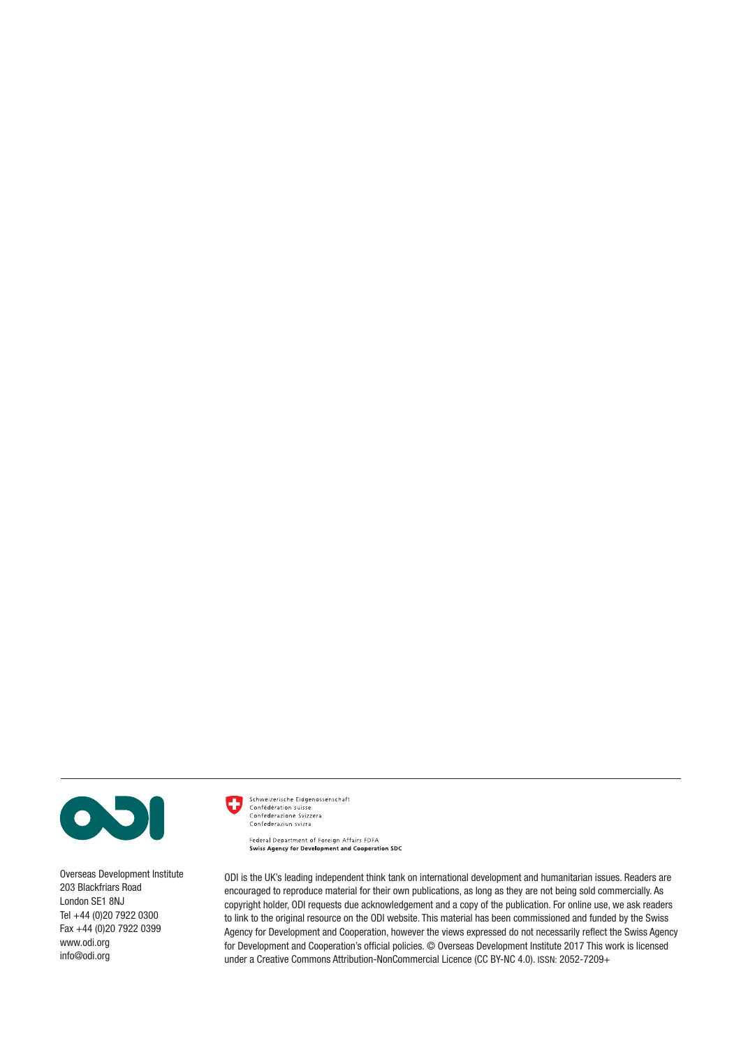Schweizerische Eidgenossenschaft
Confédération suisse
Confederazione Svizzera
Confederaziun svizra

Federal Department of Foreign Affairs FDFA
**Swiss Agency for Development and Cooperation SDC**

Overseas Development Institute
203 Blackfriars Road
London SE1 8NJ
Tel +44 (0)20 7922 0300
Fax +44 (0)20 7922 0399
www.odi.org
info@odi.org

ODI is the UK's leading independent think tank on international development and humanitarian issues. Readers are encouraged to reproduce material for their own publications, as long as they are not being sold commercially. As copyright holder, ODI requests due acknowledgement and a copy of the publication. For online use, we ask readers to link to the original resource on the ODI website. This material has been commissioned and funded by the Swiss Agency for Development and Cooperation, however the views expressed do not necessarily reflect the Swiss Agency for Development and Cooperation's official policies. © Overseas Development Institute 2017 This work is licensed under a Creative Commons Attribution-NonCommercial Licence (CC BY-NC 4.0). ISSN: 2052-7209+